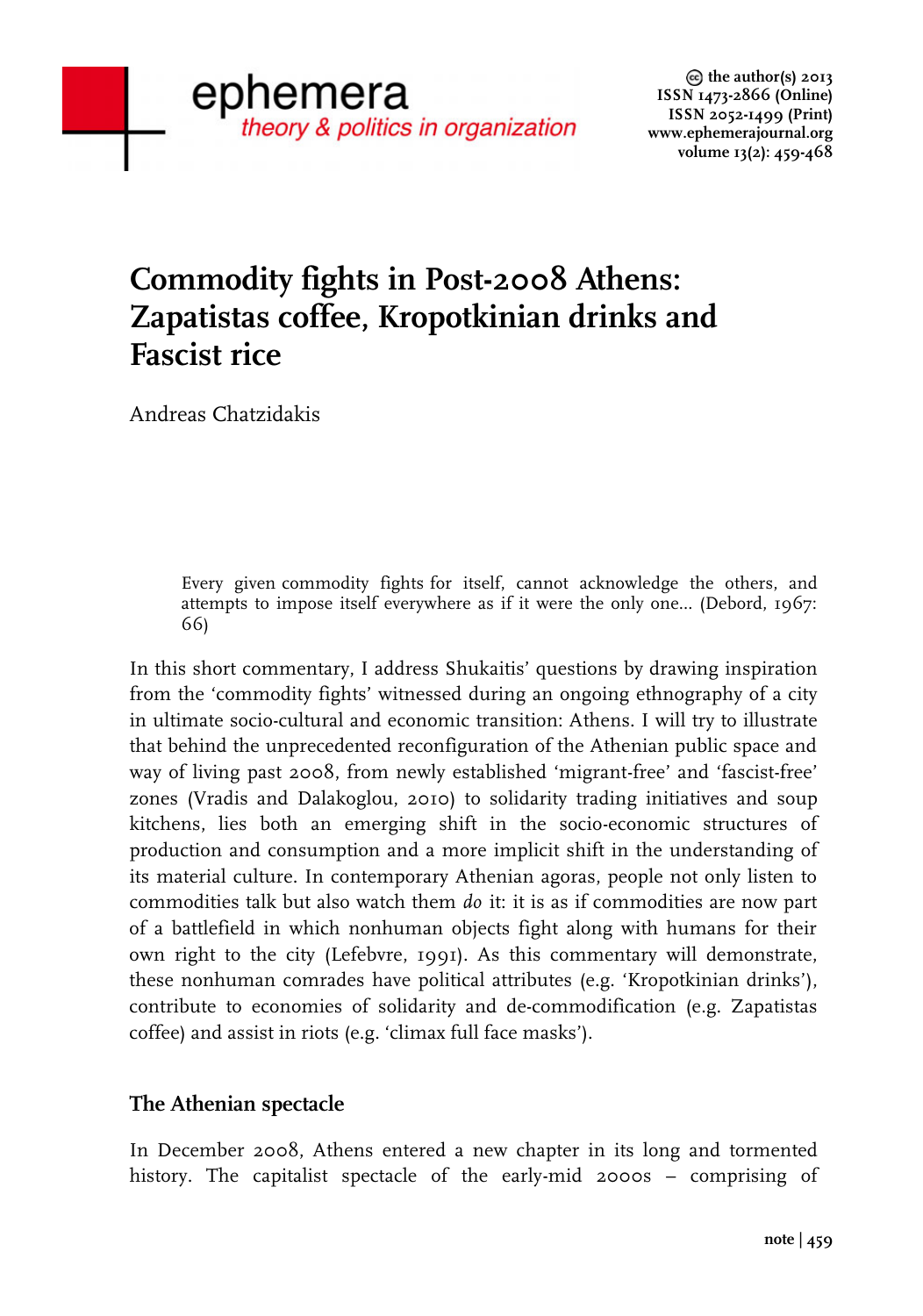# Commodity fights in Post-2008 Athens: Zapatistas coffee, Kropotkinian drinks and Fascist rice

Andreas Chatzidakis

> Every given commodity fights for itself, cannot acknowledge the others, and attempts to impose itself everywhere as if it were the only one... (Debord, 1967: 66)

In this short commentary, I address Shukaitis' questions by drawing inspiration from the 'commodity fights' witnessed during an ongoing ethnography of a city in ultimate socio-cultural and economic transition: Athens. I will try to illustrate that behind the unprecedented reconfiguration of the Athenian public space and way of living past 2008, from newly established 'migrant-free' and 'fascist-free' zones (Vradis and Dalakoglou, 2010) to solidarity trading initiatives and soup kitchens, lies both an emerging shift in the socio-economic structures of production and consumption and a more implicit shift in the understanding of its material culture. In contemporary Athenian agoras, people not only listen to commodities talk but also watch them *do* it: it is as if commodities are now part of a battlefield in which nonhuman objects fight along with humans for their own right to the city (Lefebvre, 1991). As this commentary will demonstrate, these nonhuman comrades have political attributes (e.g. 'Kropotkinian drinks'), contribute to economies of solidarity and de-commodification (e.g. Zapatistas coffee) and assist in riots (e.g. 'climax full face masks').

## The Athenian spectacle

In December 2008, Athens entered a new chapter in its long and tormented history. The capitalist spectacle of the early-mid 2000s – comprising of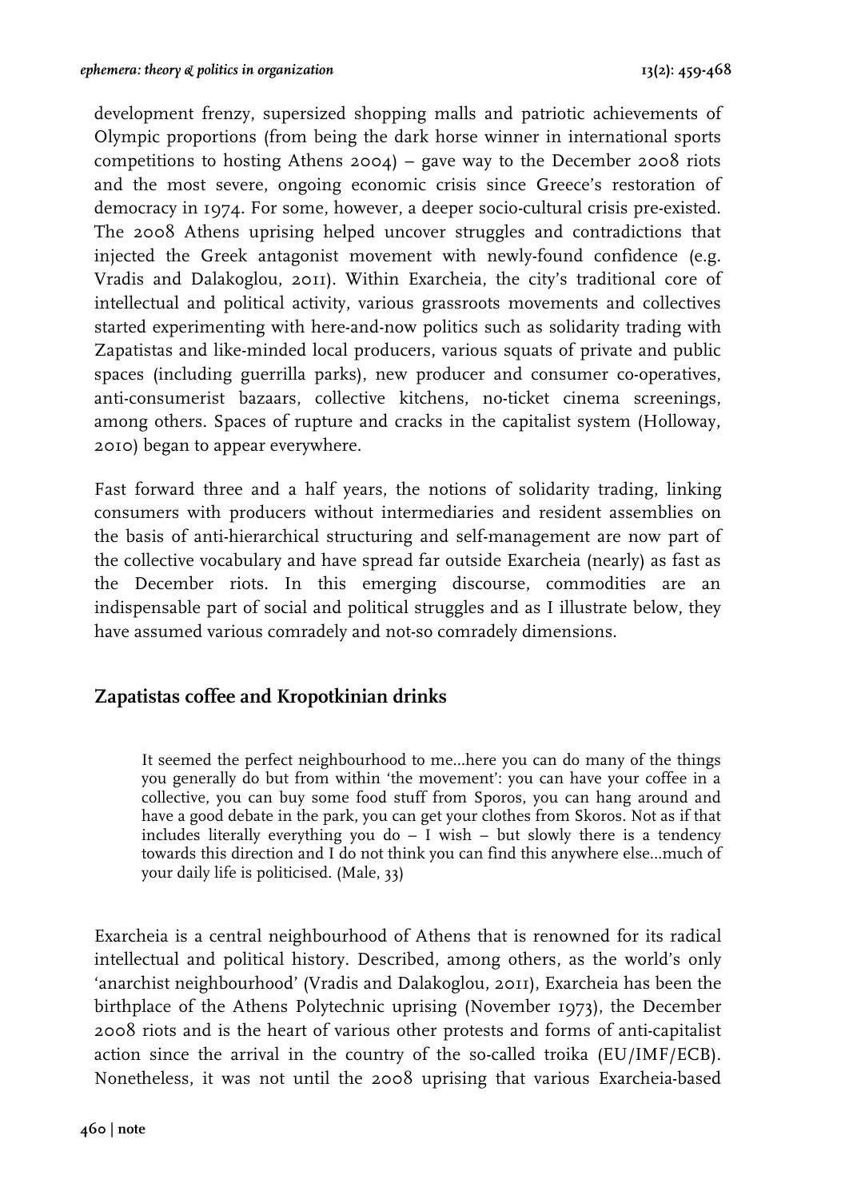development frenzy, supersized shopping malls and patriotic achievements of Olympic proportions (from being the dark horse winner in international sports competitions to hosting Athens 2004) – gave way to the December 2008 riots and the most severe, ongoing economic crisis since Greece's restoration of democracy in 1974. For some, however, a deeper socio-cultural crisis pre-existed. The 2008 Athens uprising helped uncover struggles and contradictions that injected the Greek antagonist movement with newly-found confidence (e.g. Vradis and Dalakoglou, 2011). Within Exarcheia, the city's traditional core of intellectual and political activity, various grassroots movements and collectives started experimenting with here-and-now politics such as solidarity trading with Zapatistas and like-minded local producers, various squats of private and public spaces (including guerrilla parks), new producer and consumer co-operatives, anti-consumerist bazaars, collective kitchens, no-ticket cinema screenings, among others. Spaces of rupture and cracks in the capitalist system (Holloway, 2010) began to appear everywhere.

Fast forward three and a half years, the notions of solidarity trading, linking consumers with producers without intermediaries and resident assemblies on the basis of anti-hierarchical structuring and self-management are now part of the collective vocabulary and have spread far outside Exarcheia (nearly) as fast as the December riots. In this emerging discourse, commodities are an indispensable part of social and political struggles and as I illustrate below, they have assumed various comradely and not-so comradely dimensions.

## Zapatistas coffee and Kropotkinian drinks

> It seemed the perfect neighbourhood to me...here you can do many of the things you generally do but from within 'the movement': you can have your coffee in a collective, you can buy some food stuff from Sporos, you can hang around and have a good debate in the park, you can get your clothes from Skoros. Not as if that includes literally everything you do – I wish – but slowly there is a tendency towards this direction and I do not think you can find this anywhere else...much of your daily life is politicised. (Male, 33)

Exarcheia is a central neighbourhood of Athens that is renowned for its radical intellectual and political history. Described, among others, as the world's only 'anarchist neighbourhood' (Vradis and Dalakoglou, 2011), Exarcheia has been the birthplace of the Athens Polytechnic uprising (November 1973), the December 2008 riots and is the heart of various other protests and forms of anti-capitalist action since the arrival in the country of the so-called troika (EU/IMF/ECB). Nonetheless, it was not until the 2008 uprising that various Exarcheia-based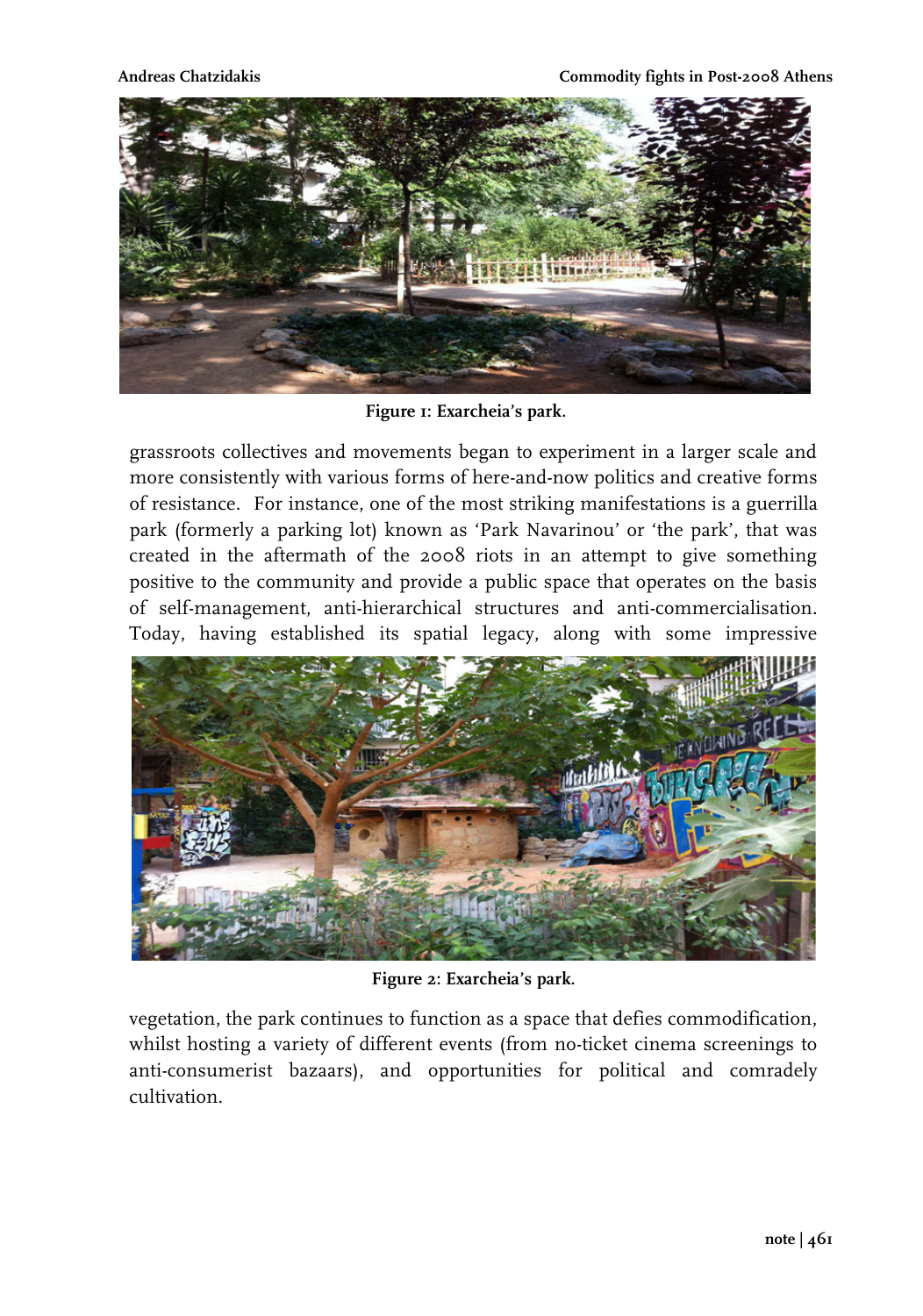Figure 1: Exarcheia's park.

grassroots collectives and movements began to experiment in a larger scale and more consistently with various forms of here-and-now politics and creative forms of resistance. For instance, one of the most striking manifestations is a guerrilla park (formerly a parking lot) known as 'Park Navarinou' or 'the park', that was created in the aftermath of the 2008 riots in an attempt to give something positive to the community and provide a public space that operates on the basis of self-management, anti-hierarchical structures and anti-commercialisation. Today, having established its spatial legacy, along with some impressive

Figure 2: Exarcheia's park.

vegetation, the park continues to function as a space that defies commodification, whilst hosting a variety of different events (from no-ticket cinema screenings to anti-consumerist bazaars), and opportunities for political and comradely cultivation.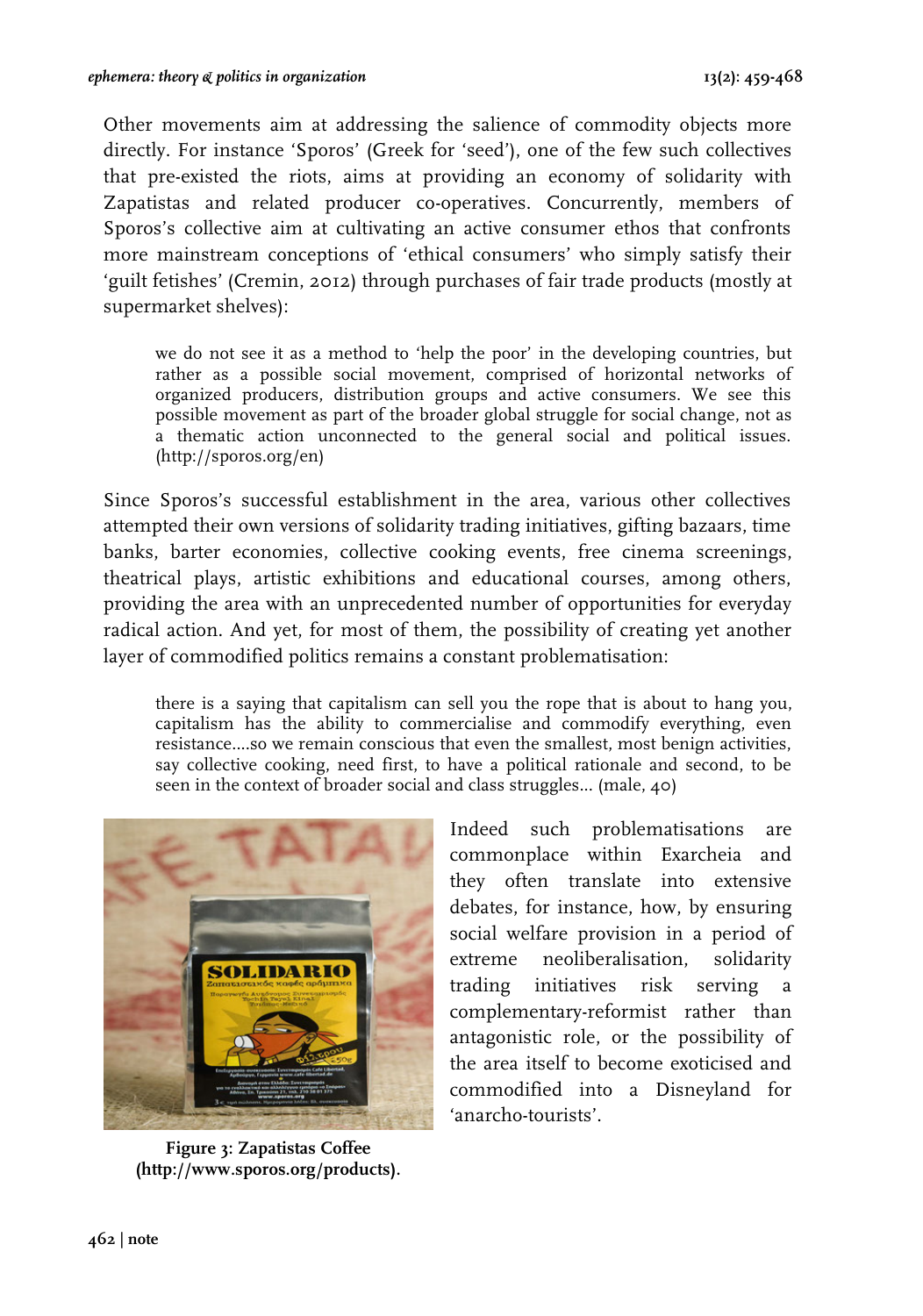Other movements aim at addressing the salience of commodity objects more directly. For instance 'Sporos' (Greek for 'seed'), one of the few such collectives that pre-existed the riots, aims at providing an economy of solidarity with Zapatistas and related producer co-operatives. Concurrently, members of Sporos's collective aim at cultivating an active consumer ethos that confronts more mainstream conceptions of 'ethical consumers' who simply satisfy their 'guilt fetishes' (Cremin, 2012) through purchases of fair trade products (mostly at supermarket shelves):

> we do not see it as a method to 'help the poor' in the developing countries, but rather as a possible social movement, comprised of horizontal networks of organized producers, distribution groups and active consumers. We see this possible movement as part of the broader global struggle for social change, not as a thematic action unconnected to the general social and political issues. (http://sporos.org/en)

Since Sporos's successful establishment in the area, various other collectives attempted their own versions of solidarity trading initiatives, gifting bazaars, time banks, barter economies, collective cooking events, free cinema screenings, theatrical plays, artistic exhibitions and educational courses, among others, providing the area with an unprecedented number of opportunities for everyday radical action. And yet, for most of them, the possibility of creating yet another layer of commodified politics remains a constant problematisation:

> there is a saying that capitalism can sell you the rope that is about to hang you, capitalism has the ability to commercialise and commodify everything, even resistance....so we remain conscious that even the smallest, most benign activities, say collective cooking, need first, to have a political rationale and second, to be seen in the context of broader social and class struggles... (male, 40)

Indeed such problematisations are commonplace within Exarcheia and they often translate into extensive debates, for instance, how, by ensuring social welfare provision in a period of extreme neoliberalisation, solidarity trading initiatives risk serving a complementary-reformist rather than antagonistic role, or the possibility of the area itself to become exoticised and commodified into a Disneyland for 'anarcho-tourists'.

**Figure 3: Zapatistas Coffee (http://www.sporos.org/products).**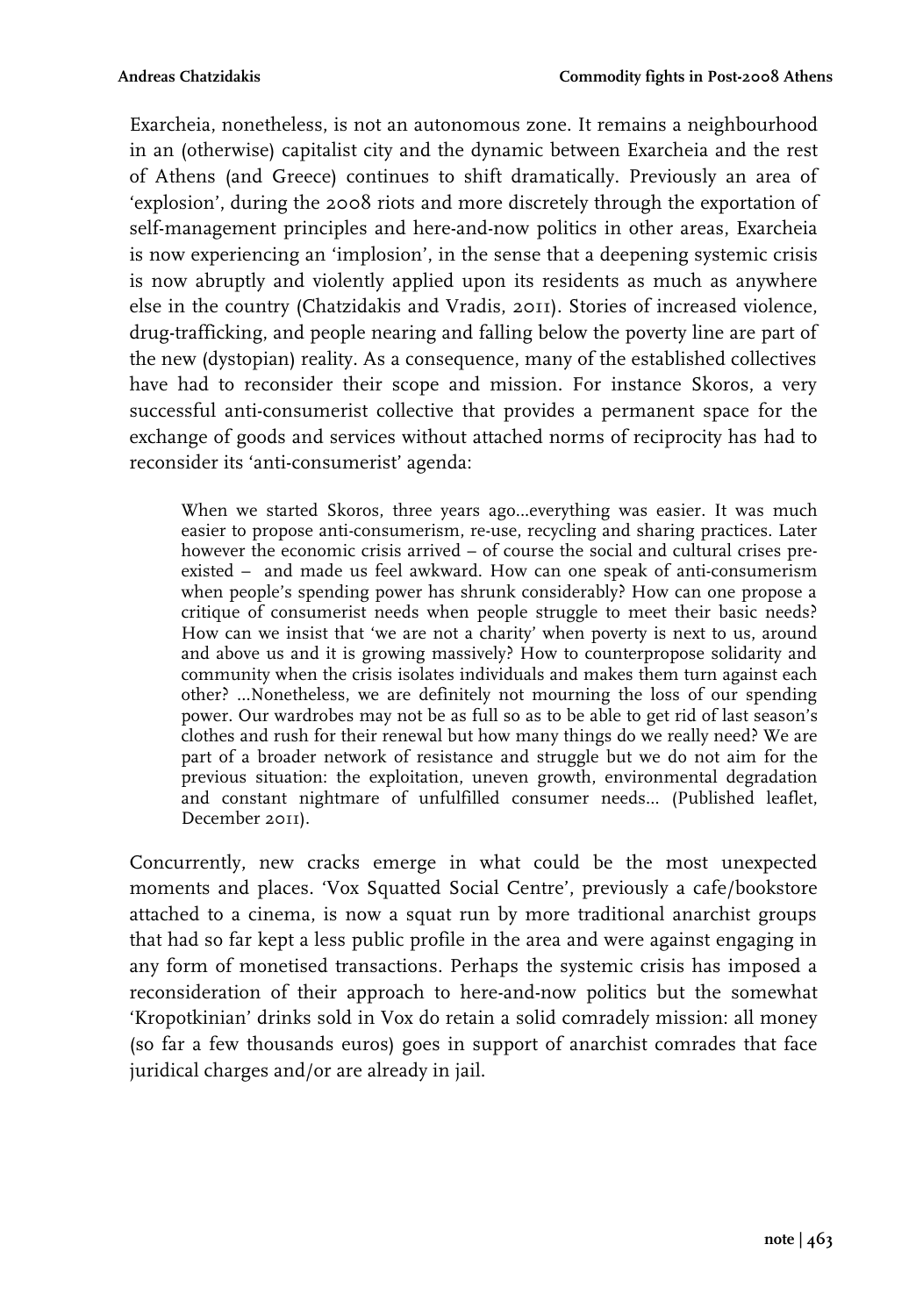Exarcheia, nonetheless, is not an autonomous zone. It remains a neighbourhood in an (otherwise) capitalist city and the dynamic between Exarcheia and the rest of Athens (and Greece) continues to shift dramatically. Previously an area of 'explosion', during the 2008 riots and more discretely through the exportation of self-management principles and here-and-now politics in other areas, Exarcheia is now experiencing an 'implosion', in the sense that a deepening systemic crisis is now abruptly and violently applied upon its residents as much as anywhere else in the country (Chatzidakis and Vradis, 2011). Stories of increased violence, drug-trafficking, and people nearing and falling below the poverty line are part of the new (dystopian) reality. As a consequence, many of the established collectives have had to reconsider their scope and mission. For instance Skoros, a very successful anti-consumerist collective that provides a permanent space for the exchange of goods and services without attached norms of reciprocity has had to reconsider its 'anti-consumerist' agenda:

> When we started Skoros, three years ago...everything was easier. It was much easier to propose anti-consumerism, re-use, recycling and sharing practices. Later however the economic crisis arrived – of course the social and cultural crises pre-existed – and made us feel awkward. How can one speak of anti-consumerism when people's spending power has shrunk considerably? How can one propose a critique of consumerist needs when people struggle to meet their basic needs? How can we insist that 'we are not a charity' when poverty is next to us, around and above us and it is growing massively? How to counterpropose solidarity and community when the crisis isolates individuals and makes them turn against each other? ...Nonetheless, we are definitely not mourning the loss of our spending power. Our wardrobes may not be as full so as to be able to get rid of last season's clothes and rush for their renewal but how many things do we really need? We are part of a broader network of resistance and struggle but we do not aim for the previous situation: the exploitation, uneven growth, environmental degradation and constant nightmare of unfulfilled consumer needs... (Published leaflet, December 2011).

Concurrently, new cracks emerge in what could be the most unexpected moments and places. 'Vox Squatted Social Centre', previously a cafe/bookstore attached to a cinema, is now a squat run by more traditional anarchist groups that had so far kept a less public profile in the area and were against engaging in any form of monetised transactions. Perhaps the systemic crisis has imposed a reconsideration of their approach to here-and-now politics but the somewhat 'Kropotkinian' drinks sold in Vox do retain a solid comradely mission: all money (so far a few thousands euros) goes in support of anarchist comrades that face juridical charges and/or are already in jail.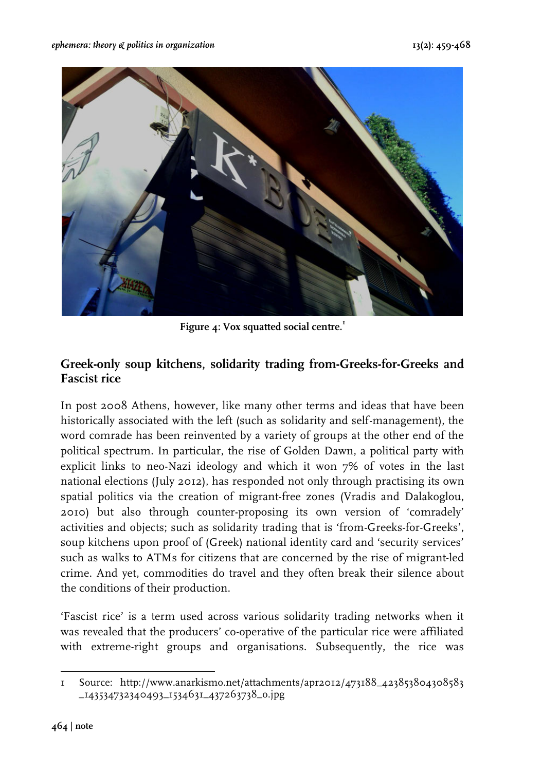Figure 4: Vox squatted social centre.[1]

## Greek-only soup kitchens, solidarity trading from-Greeks-for-Greeks and Fascist rice

In post 2008 Athens, however, like many other terms and ideas that have been historically associated with the left (such as solidarity and self-management), the word comrade has been reinvented by a variety of groups at the other end of the political spectrum. In particular, the rise of Golden Dawn, a political party with explicit links to neo-Nazi ideology and which it won 7% of votes in the last national elections (July 2012), has responded not only through practising its own spatial politics via the creation of migrant-free zones (Vradis and Dalakoglou, 2010) but also through counter-proposing its own version of 'comradely' activities and objects; such as solidarity trading that is 'from-Greeks-for-Greeks', soup kitchens upon proof of (Greek) national identity card and 'security services' such as walks to ATMs for citizens that are concerned by the rise of migrant-led crime. And yet, commodities do travel and they often break their silence about the conditions of their production.

'Fascist rice' is a term used across various solidarity trading networks when it was revealed that the producers' co-operative of the particular rice were affiliated with extreme-right groups and organisations. Subsequently, the rice was

---

1 Source: http://www.anarkismo.net/attachments/apr2012/473188_423853804308583_143534732340493_1534631_437263738_0.jpg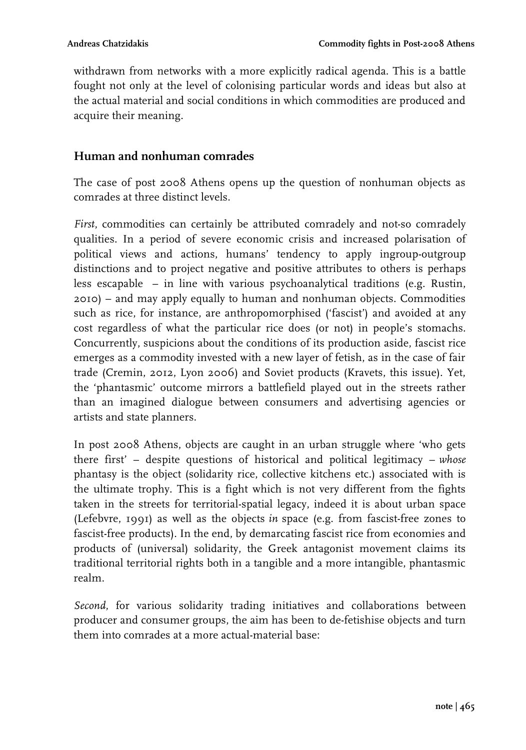withdrawn from networks with a more explicitly radical agenda. This is a battle fought not only at the level of colonising particular words and ideas but also at the actual material and social conditions in which commodities are produced and acquire their meaning.

## Human and nonhuman comrades

The case of post 2008 Athens opens up the question of nonhuman objects as comrades at three distinct levels.

*First*, commodities can certainly be attributed comradely and not-so comradely qualities. In a period of severe economic crisis and increased polarisation of political views and actions, humans' tendency to apply ingroup-outgroup distinctions and to project negative and positive attributes to others is perhaps less escapable – in line with various psychoanalytical traditions (e.g. Rustin, 2010) – and may apply equally to human and nonhuman objects. Commodities such as rice, for instance, are anthropomorphised ('fascist') and avoided at any cost regardless of what the particular rice does (or not) in people's stomachs. Concurrently, suspicions about the conditions of its production aside, fascist rice emerges as a commodity invested with a new layer of fetish, as in the case of fair trade (Cremin, 2012, Lyon 2006) and Soviet products (Kravets, this issue). Yet, the 'phantasmic' outcome mirrors a battlefield played out in the streets rather than an imagined dialogue between consumers and advertising agencies or artists and state planners.

In post 2008 Athens, objects are caught in an urban struggle where 'who gets there first' – despite questions of historical and political legitimacy – *whose* phantasy is the object (solidarity rice, collective kitchens etc.) associated with is the ultimate trophy. This is a fight which is not very different from the fights taken in the streets for territorial-spatial legacy, indeed it is about urban space (Lefebvre, 1991) as well as the objects *in* space (e.g. from fascist-free zones to fascist-free products). In the end, by demarcating fascist rice from economies and products of (universal) solidarity, the Greek antagonist movement claims its traditional territorial rights both in a tangible and a more intangible, phantasmic realm.

*Second*, for various solidarity trading initiatives and collaborations between producer and consumer groups, the aim has been to de-fetishise objects and turn them into comrades at a more actual-material base: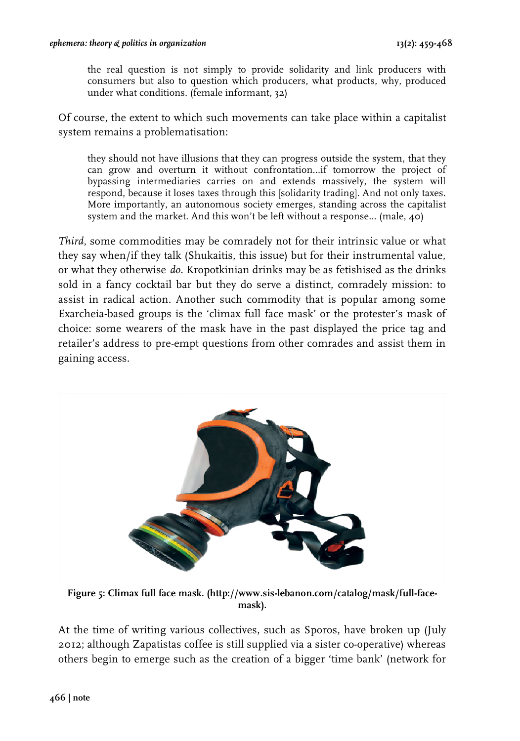> the real question is not simply to provide solidarity and link producers with consumers but also to question which producers, what products, why, produced under what conditions. (female informant, 32)

Of course, the extent to which such movements can take place within a capitalist system remains a problematisation:

> they should not have illusions that they can progress outside the system, that they can grow and overturn it without confrontation…if tomorrow the project of bypassing intermediaries carries on and extends massively, the system will respond, because it loses taxes through this [solidarity trading]. And not only taxes. More importantly, an autonomous society emerges, standing across the capitalist system and the market. And this won't be left without a response… (male, 40)

*Third*, some commodities may be comradely not for their intrinsic value or what they say when/if they talk (Shukaitis, this issue) but for their instrumental value, or what they otherwise *do*. Kropotkinian drinks may be as fetishised as the drinks sold in a fancy cocktail bar but they do serve a distinct, comradely mission: to assist in radical action. Another such commodity that is popular among some Exarcheia-based groups is the 'climax full face mask' or the protester's mask of choice: some wearers of the mask have in the past displayed the price tag and retailer's address to pre-empt questions from other comrades and assist them in gaining access.

**Figure 5: Climax full face mask. (http://www.sis-lebanon.com/catalog/mask/full-face-mask).**

At the time of writing various collectives, such as Sporos, have broken up (July 2012; although Zapatistas coffee is still supplied via a sister co-operative) whereas others begin to emerge such as the creation of a bigger 'time bank' (network for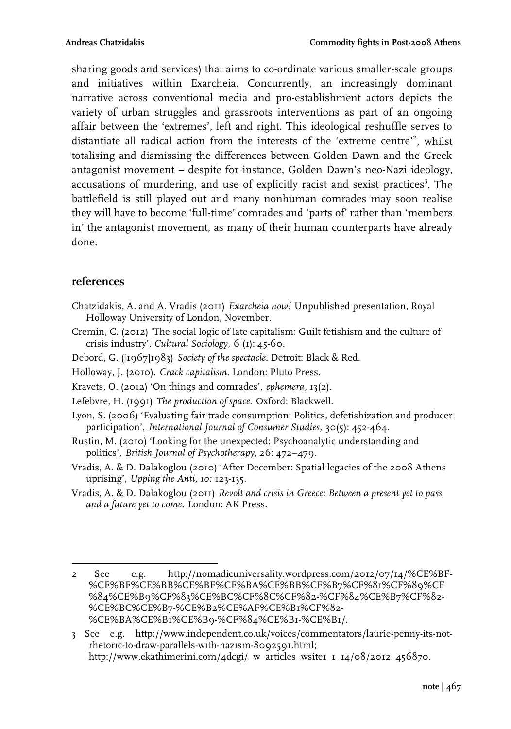sharing goods and services) that aims to co-ordinate various smaller-scale groups and initiatives within Exarcheia. Concurrently, an increasingly dominant narrative across conventional media and pro-establishment actors depicts the variety of urban struggles and grassroots interventions as part of an ongoing affair between the 'extremes', left and right. This ideological reshuffle serves to distantiate all radical action from the interests of the 'extreme centre'[2], whilst totalising and dismissing the differences between Golden Dawn and the Greek antagonist movement – despite for instance, Golden Dawn's neo-Nazi ideology, accusations of murdering, and use of explicitly racist and sexist practices[3]. The battlefield is still played out and many nonhuman comrades may soon realise they will have to become 'full-time' comrades and 'parts of' rather than 'members in' the antagonist movement, as many of their human counterparts have already done.

## references

Chatzidakis, A. and A. Vradis (2011) *Exarcheia now!* Unpublished presentation, Royal Holloway University of London, November.

Cremin, C. (2012) 'The social logic of late capitalism: Guilt fetishism and the culture of crisis industry', *Cultural Sociology*, 6 (1): 45-60.

Debord, G. ([1967]1983) *Society of the spectacle*. Detroit: Black & Red.

Holloway, J. (2010). *Crack capitalism*. London: Pluto Press.

Kravets, O. (2012) 'On things and comrades', *ephemera*, 13(2).

Lefebvre, H. (1991) *The production of space*. Oxford: Blackwell.

Lyon, S. (2006) 'Evaluating fair trade consumption: Politics, defetishization and producer participation', *International Journal of Consumer Studies*, 30(5): 452-464.

Rustin, M. (2010) 'Looking for the unexpected: Psychoanalytic understanding and politics', *British Journal of Psychotherapy*, 26: 472–479.

Vradis, A. & D. Dalakoglou (2010) 'After December: Spatial legacies of the 2008 Athens uprising', *Upping the Anti, 10:* 123-135.

Vradis, A. & D. Dalakoglou (2011) *Revolt and crisis in Greece: Between a present yet to pass and a future yet to come*. London: AK Press.

---

2 See e.g. http://nomadicuniversality.wordpress.com/2012/07/14/%CE%BF-%CE%BF%CE%BB%CE%BF%CE%BA%CE%BB%CE%B7%CF%81%CF%89%CF%84%CE%B9%CF%83%CE%BC%CF%8C%CF%82-%CF%84%CE%B7%CF%82-%CE%BC%CE%B7-%CE%B2%CE%AF%CE%B1%CF%82-%CE%BA%CE%B1%CE%B9-%CF%84%CE%B1-%CE%B1/.

3 See e.g. http://www.independent.co.uk/voices/commentators/laurie-penny-its-not-rhetoric-to-draw-parallels-with-nazism-8092591.html; http://www.ekathimerini.com/4dcgi/_w_articles_wsite1_1_14/08/2012_456870.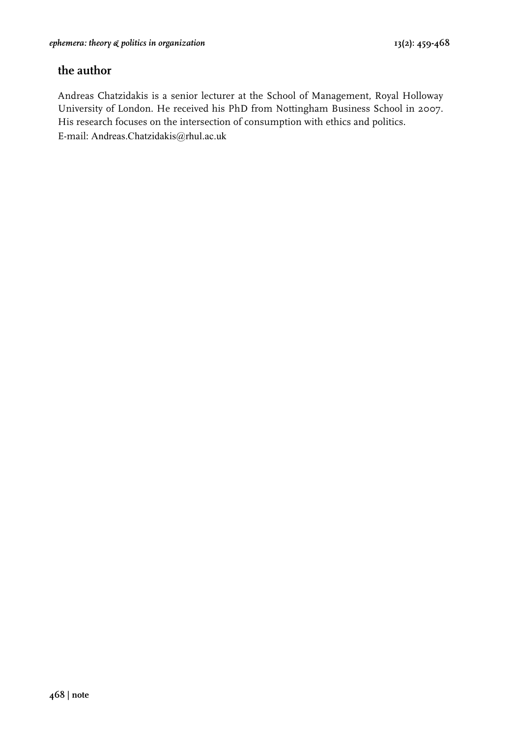## the author

Andreas Chatzidakis is a senior lecturer at the School of Management, Royal Holloway University of London. He received his PhD from Nottingham Business School in 2007. His research focuses on the intersection of consumption with ethics and politics.
E-mail: Andreas.Chatzidakis@rhul.ac.uk